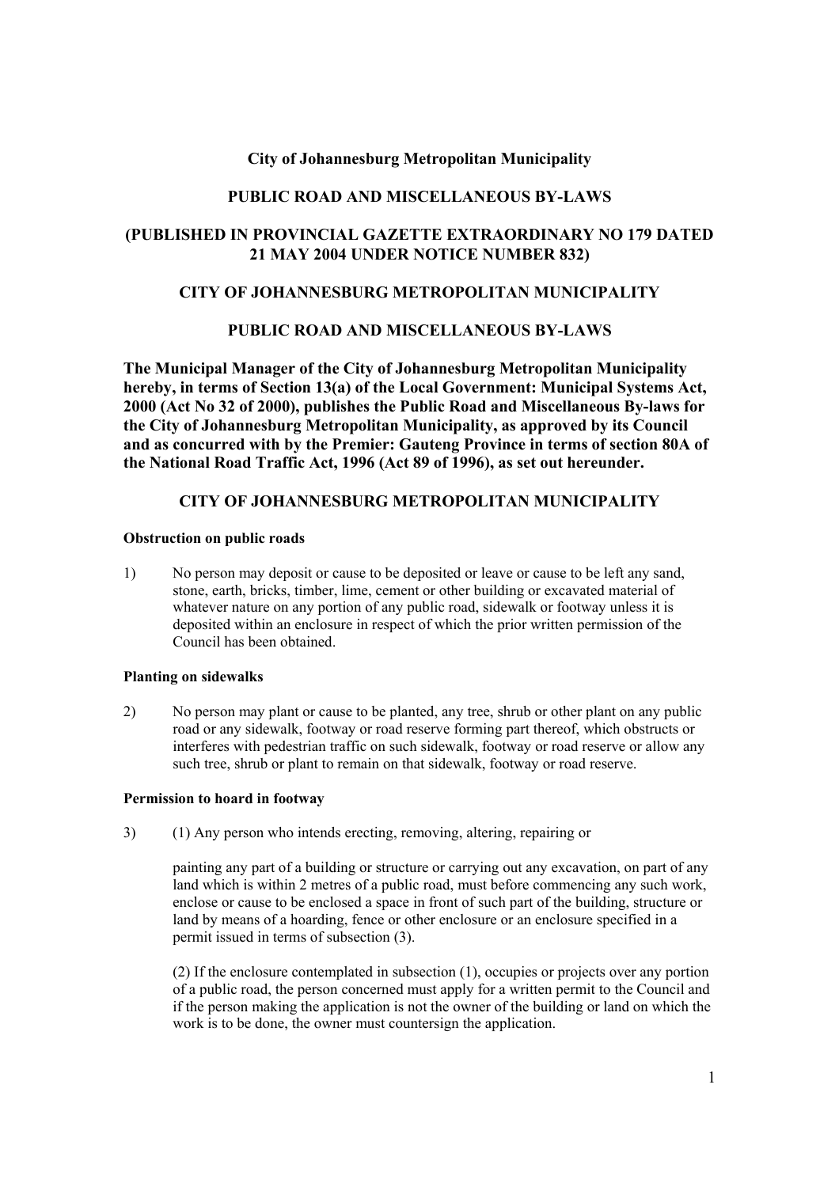**City of Johannesburg Metropolitan Municipality**

# PUBLIC ROAD AND MISCELLANEOUS BY-LAWS

## (PUBLISHED IN PROVINCIAL GAZETTE EXTRAORDINARY NO 179 DATED 21 MAY 2004 UNDER NOTICE NUMBER 832)

## CITY OF JOHANNESBURG METROPOLITAN MUNICIPALITY

## PUBLIC ROAD AND MISCELLANEOUS BY-LAWS

**The Municipal Manager of the City of Johannesburg Metropolitan Municipality hereby, in terms of Section 13(a) of the Local Government: Municipal Systems Act, 2000 (Act No 32 of 2000), publishes the Public Road and Miscellaneous By-laws for the City of Johannesburg Metropolitan Municipality, as approved by its Council and as concurred with by the Premier: Gauteng Province in terms of section 80A of the National Road Traffic Act, 1996 (Act 89 of 1996), as set out hereunder.**

## CITY OF JOHANNESBURG METROPOLITAN MUNICIPALITY

### Obstruction on public roads

1) No person may deposit or cause to be deposited or leave or cause to be left any sand, stone, earth, bricks, timber, lime, cement or other building or excavated material of whatever nature on any portion of any public road, sidewalk or footway unless it is deposited within an enclosure in respect of which the prior written permission of the Council has been obtained.

### Planting on sidewalks

2) No person may plant or cause to be planted, any tree, shrub or other plant on any public road or any sidewalk, footway or road reserve forming part thereof, which obstructs or interferes with pedestrian traffic on such sidewalk, footway or road reserve or allow any such tree, shrub or plant to remain on that sidewalk, footway or road reserve.

### Permission to hoard in footway

3) (1) Any person who intends erecting, removing, altering, repairing or

painting any part of a building or structure or carrying out any excavation, on part of any land which is within 2 metres of a public road, must before commencing any such work, enclose or cause to be enclosed a space in front of such part of the building, structure or land by means of a hoarding, fence or other enclosure or an enclosure specified in a permit issued in terms of subsection (3).

(2) If the enclosure contemplated in subsection (1), occupies or projects over any portion of a public road, the person concerned must apply for a written permit to the Council and if the person making the application is not the owner of the building or land on which the work is to be done, the owner must countersign the application.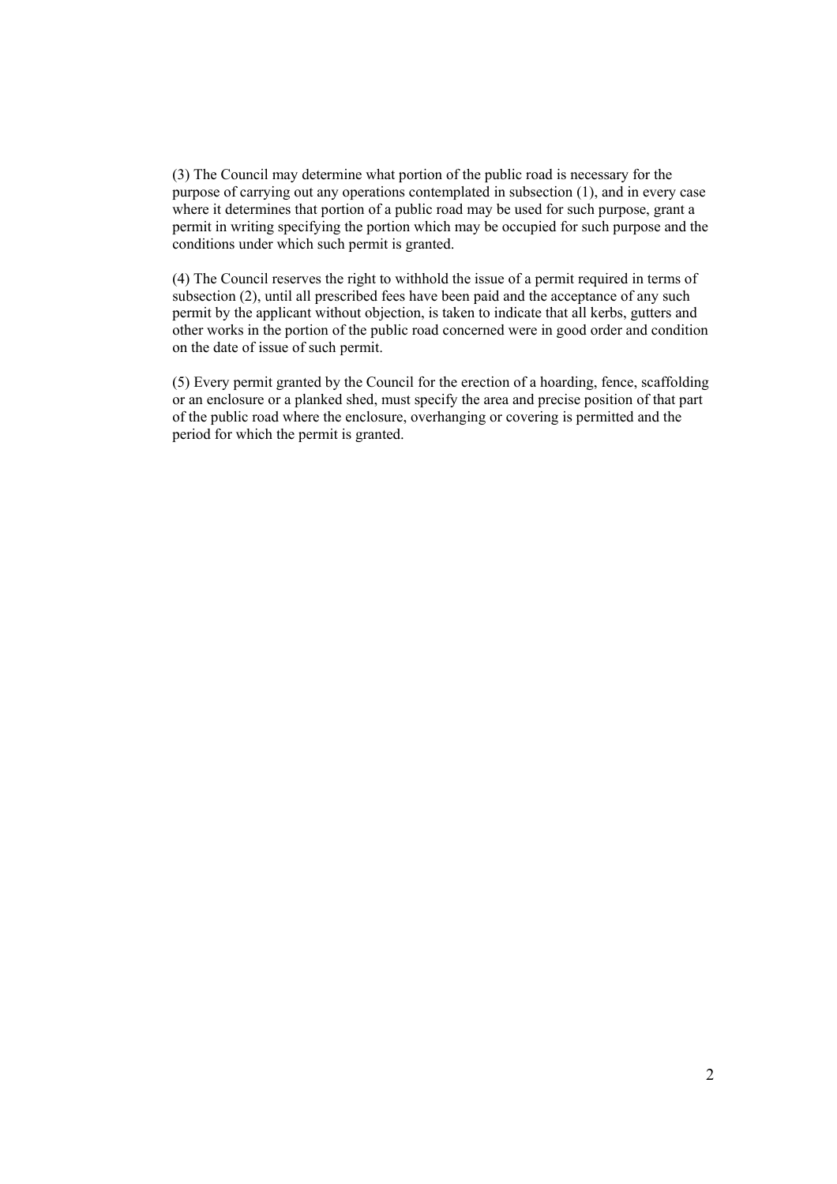(3) The Council may determine what portion of the public road is necessary for the purpose of carrying out any operations contemplated in subsection (1), and in every case where it determines that portion of a public road may be used for such purpose, grant a permit in writing specifying the portion which may be occupied for such purpose and the conditions under which such permit is granted.

(4) The Council reserves the right to withhold the issue of a permit required in terms of subsection (2), until all prescribed fees have been paid and the acceptance of any such permit by the applicant without objection, is taken to indicate that all kerbs, gutters and other works in the portion of the public road concerned were in good order and condition on the date of issue of such permit.

(5) Every permit granted by the Council for the erection of a hoarding, fence, scaffolding or an enclosure or a planked shed, must specify the area and precise position of that part of the public road where the enclosure, overhanging or covering is permitted and the period for which the permit is granted.